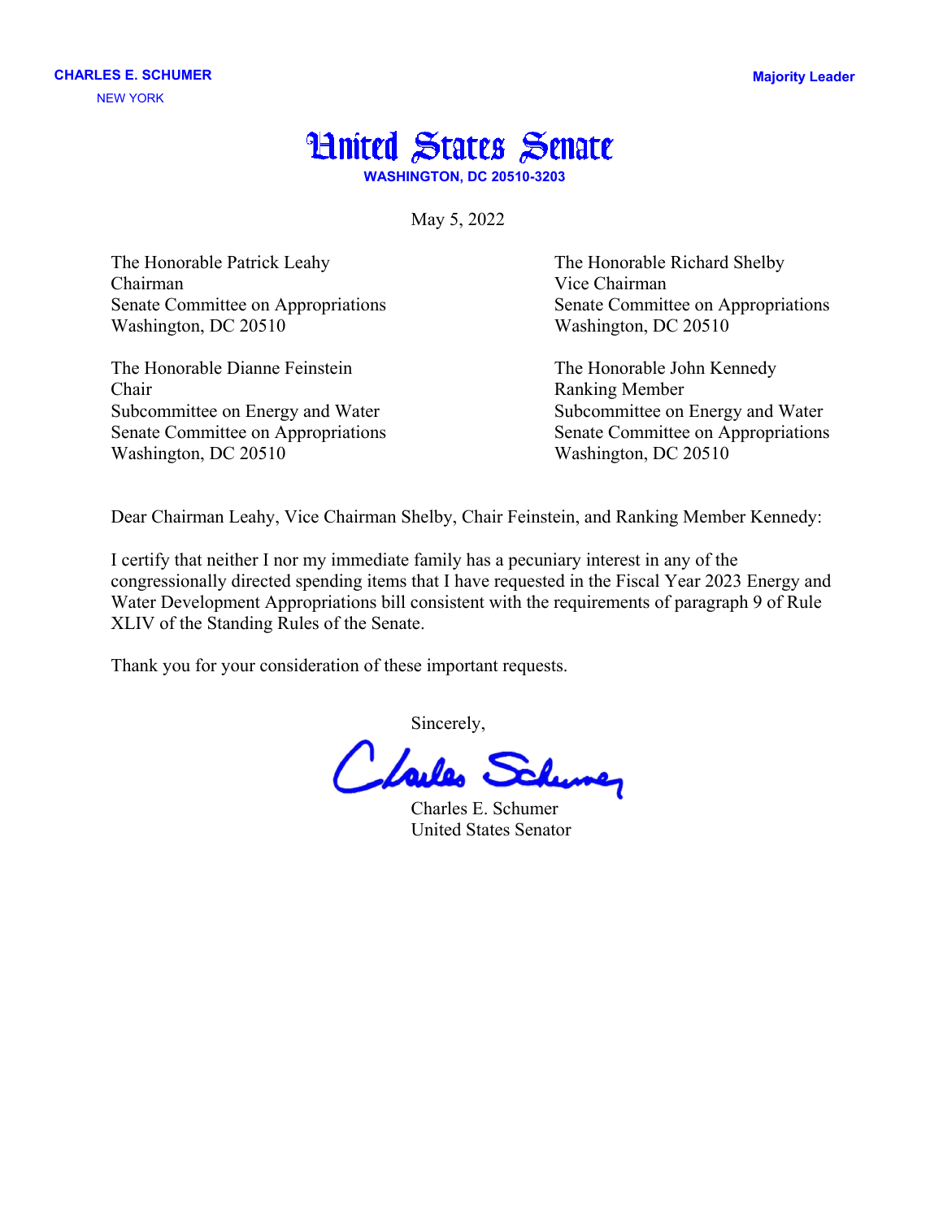**CHARLES E. SCHUMER**
NEW YORK

**Majority Leader**

# United States Senate

**WASHINGTON, DC 20510-3203**

May 5, 2022

The Honorable Patrick Leahy
Chairman
Senate Committee on Appropriations
Washington, DC 20510

The Honorable Richard Shelby
Vice Chairman
Senate Committee on Appropriations
Washington, DC 20510

The Honorable Dianne Feinstein
Chair
Subcommittee on Energy and Water
Senate Committee on Appropriations
Washington, DC 20510

The Honorable John Kennedy
Ranking Member
Subcommittee on Energy and Water
Senate Committee on Appropriations
Washington, DC 20510

Dear Chairman Leahy, Vice Chairman Shelby, Chair Feinstein, and Ranking Member Kennedy:

I certify that neither I nor my immediate family has a pecuniary interest in any of the congressionally directed spending items that I have requested in the Fiscal Year 2023 Energy and Water Development Appropriations bill consistent with the requirements of paragraph 9 of Rule XLIV of the Standing Rules of the Senate.

Thank you for your consideration of these important requests.

Sincerely,

Charles E. Schumer
United States Senator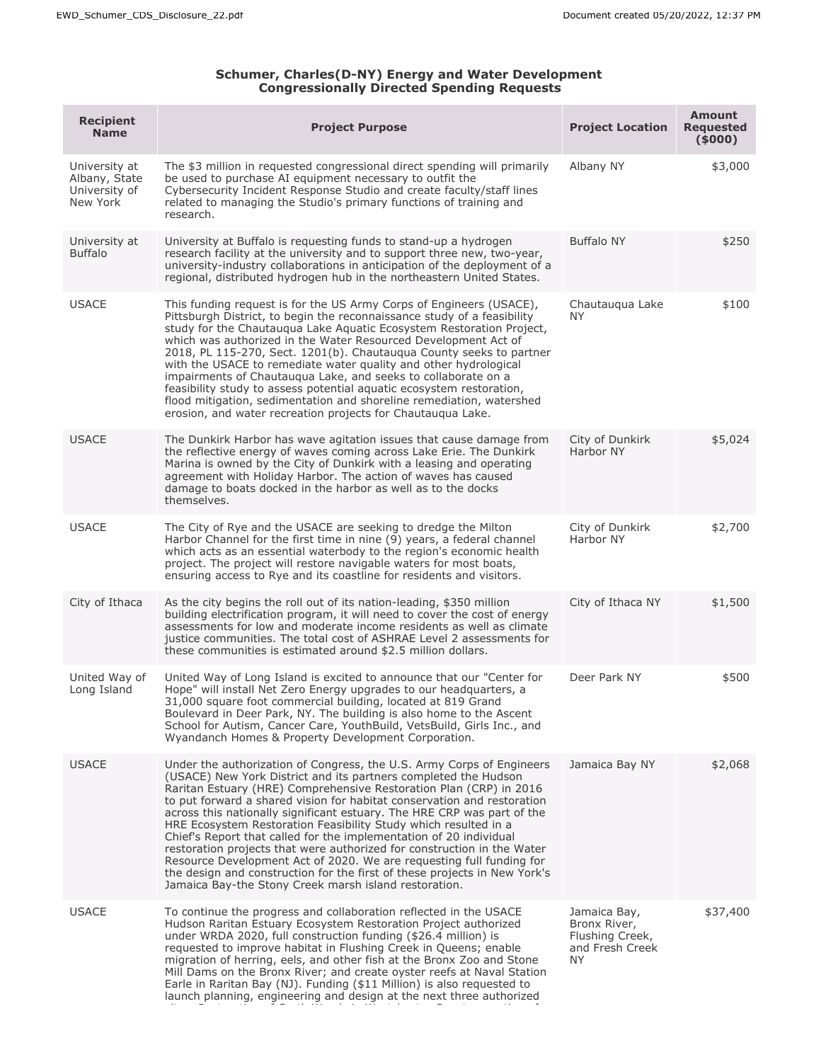## Schumer, Charles(D-NY) Energy and Water Development Congressionally Directed Spending Requests

| Recipient Name | Project Purpose | Project Location | Amount Requested ($000) |
|---|---|---|---|
| University at Albany, State University of New York | The $3 million in requested congressional direct spending will primarily be used to purchase AI equipment necessary to outfit the Cybersecurity Incident Response Studio and create faculty/staff lines related to managing the Studio's primary functions of training and research. | Albany NY | $3,000 |
| University at Buffalo | University at Buffalo is requesting funds to stand-up a hydrogen research facility at the university and to support three new, two-year, university-industry collaborations in anticipation of the deployment of a regional, distributed hydrogen hub in the northeastern United States. | Buffalo NY | $250 |
| USACE | This funding request is for the US Army Corps of Engineers (USACE), Pittsburgh District, to begin the reconnaissance study of a feasibility study for the Chautauqua Lake Aquatic Ecosystem Restoration Project, which was authorized in the Water Resourced Development Act of 2018, PL 115-270, Sect. 1201(b). Chautauqua County seeks to partner with the USACE to remediate water quality and other hydrological impairments of Chautauqua Lake, and seeks to collaborate on a feasibility study to assess potential aquatic ecosystem restoration, flood mitigation, sedimentation and shoreline remediation, watershed erosion, and water recreation projects for Chautauqua Lake. | Chautauqua Lake NY | $100 |
| USACE | The Dunkirk Harbor has wave agitation issues that cause damage from the reflective energy of waves coming across Lake Erie. The Dunkirk Marina is owned by the City of Dunkirk with a leasing and operating agreement with Holiday Harbor. The action of waves has caused damage to boats docked in the harbor as well as to the docks themselves. | City of Dunkirk Harbor NY | $5,024 |
| USACE | The City of Rye and the USACE are seeking to dredge the Milton Harbor Channel for the first time in nine (9) years, a federal channel which acts as an essential waterbody to the region's economic health project. The project will restore navigable waters for most boats, ensuring access to Rye and its coastline for residents and visitors. | City of Dunkirk Harbor NY | $2,700 |
| City of Ithaca | As the city begins the roll out of its nation-leading, $350 million building electrification program, it will need to cover the cost of energy assessments for low and moderate income residents as well as climate justice communities. The total cost of ASHRAE Level 2 assessments for these communities is estimated around $2.5 million dollars. | City of Ithaca NY | $1,500 |
| United Way of Long Island | United Way of Long Island is excited to announce that our "Center for Hope" will install Net Zero Energy upgrades to our headquarters, a 31,000 square foot commercial building, located at 819 Grand Boulevard in Deer Park, NY. The building is also home to the Ascent School for Autism, Cancer Care, YouthBuild, VetsBuild, Girls Inc., and Wyandanch Homes & Property Development Corporation. | Deer Park NY | $500 |
| USACE | Under the authorization of Congress, the U.S. Army Corps of Engineers (USACE) New York District and its partners completed the Hudson Raritan Estuary (HRE) Comprehensive Restoration Plan (CRP) in 2016 to put forward a shared vision for habitat conservation and restoration across this nationally significant estuary. The HRE CRP was part of the HRE Ecosystem Restoration Feasibility Study which resulted in a Chief's Report that called for the implementation of 20 individual restoration projects that were authorized for construction in the Water Resource Development Act of 2020. We are requesting full funding for the design and construction for the first of these projects in New York's Jamaica Bay-the Stony Creek marsh island restoration. | Jamaica Bay NY | $2,068 |
| USACE | To continue the progress and collaboration reflected in the USACE Hudson Raritan Estuary Ecosystem Restoration Project authorized under WRDA 2020, full construction funding ($26.4 million) is requested to improve habitat in Flushing Creek in Queens; enable migration of herring, eels, and other fish at the Bronx Zoo and Stone Mill Dams on the Bronx River; and create oyster reefs at Naval Station Earle in Raritan Bay (NJ). Funding ($11 Million) is also requested to launch planning, engineering and design at the next three authorized | Jamaica Bay, Bronx River, Flushing Creek, and Fresh Creek NY | $37,400 |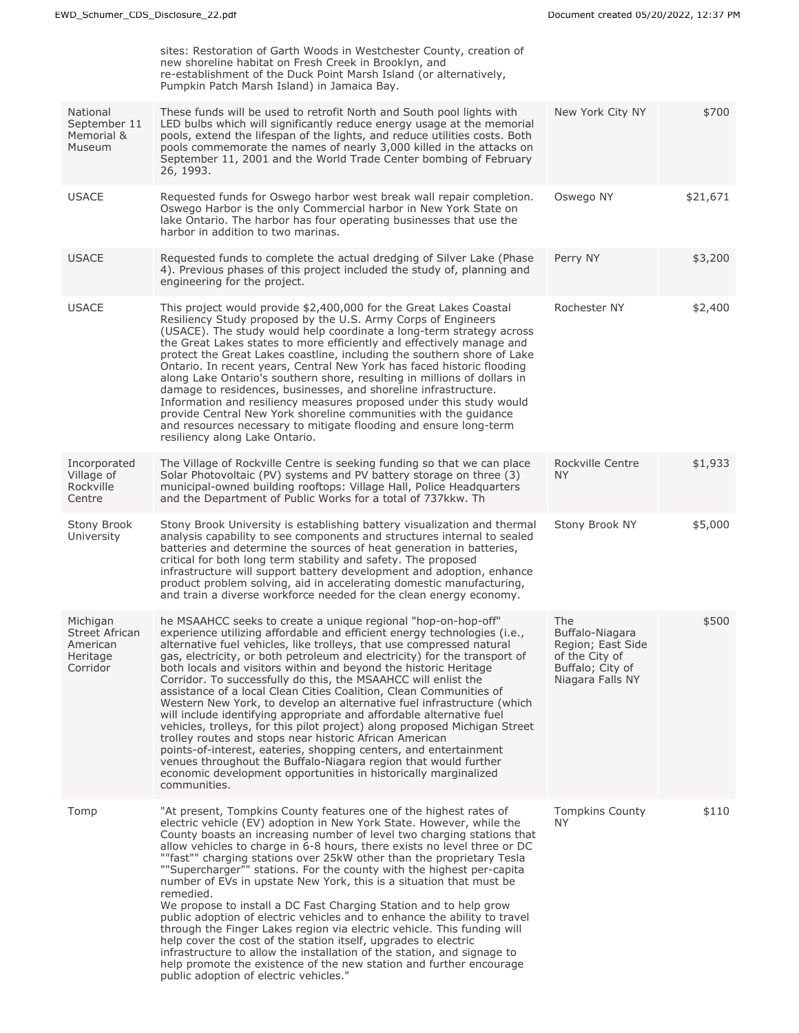| | | | |
|---|---|---|---|
| | sites: Restoration of Garth Woods in Westchester County, creation of new shoreline habitat on Fresh Creek in Brooklyn, and re-establishment of the Duck Point Marsh Island (or alternatively, Pumpkin Patch Marsh Island) in Jamaica Bay. | | |
| National September 11 Memorial & Museum | These funds will be used to retrofit North and South pool lights with LED bulbs which will significantly reduce energy usage at the memorial pools, extend the lifespan of the lights, and reduce utilities costs. Both pools commemorate the names of nearly 3,000 killed in the attacks on September 11, 2001 and the World Trade Center bombing of February 26, 1993. | New York City NY | $700 |
| USACE | Requested funds for Oswego harbor west break wall repair completion. Oswego Harbor is the only Commercial harbor in New York State on lake Ontario. The harbor has four operating businesses that use the harbor in addition to two marinas. | Oswego NY | $21,671 |
| USACE | Requested funds to complete the actual dredging of Silver Lake (Phase 4). Previous phases of this project included the study of, planning and engineering for the project. | Perry NY | $3,200 |
| USACE | This project would provide $2,400,000 for the Great Lakes Coastal Resiliency Study proposed by the U.S. Army Corps of Engineers (USACE). The study would help coordinate a long-term strategy across the Great Lakes states to more efficiently and effectively manage and protect the Great Lakes coastline, including the southern shore of Lake Ontario. In recent years, Central New York has faced historic flooding along Lake Ontario's southern shore, resulting in millions of dollars in damage to residences, businesses, and shoreline infrastructure. Information and resiliency measures proposed under this study would provide Central New York shoreline communities with the guidance and resources necessary to mitigate flooding and ensure long-term resiliency along Lake Ontario. | Rochester NY | $2,400 |
| Incorporated Village of Rockville Centre | The Village of Rockville Centre is seeking funding so that we can place Solar Photovoltaic (PV) systems and PV battery storage on three (3) municipal-owned building rooftops: Village Hall, Police Headquarters and the Department of Public Works for a total of 737kkw. Th | Rockville Centre NY | $1,933 |
| Stony Brook University | Stony Brook University is establishing battery visualization and thermal analysis capability to see components and structures internal to sealed batteries and determine the sources of heat generation in batteries, critical for both long term stability and safety. The proposed infrastructure will support battery development and adoption, enhance product problem solving, aid in accelerating domestic manufacturing, and train a diverse workforce needed for the clean energy economy. | Stony Brook NY | $5,000 |
| Michigan Street African American Heritage Corridor | he MSAAHCC seeks to create a unique regional "hop-on-hop-off" experience utilizing affordable and efficient energy technologies (i.e., alternative fuel vehicles, like trolleys, that use compressed natural gas, electricity, or both petroleum and electricity) for the transport of both locals and visitors within and beyond the historic Heritage Corridor. To successfully do this, the MSAAHCC will enlist the assistance of a local Clean Cities Coalition, Clean Communities of Western New York, to develop an alternative fuel infrastructure (which will include identifying appropriate and affordable alternative fuel vehicles, trolleys, for this pilot project) along proposed Michigan Street trolley routes and stops near historic African American points-of-interest, eateries, shopping centers, and entertainment venues throughout the Buffalo-Niagara region that would further economic development opportunities in historically marginalized communities. | The Buffalo-Niagara Region; East Side of the City of Buffalo; City of Niagara Falls NY | $500 |
| Tomp | "At present, Tompkins County features one of the highest rates of electric vehicle (EV) adoption in New York State. However, while the County boasts an increasing number of level two charging stations that allow vehicles to charge in 6-8 hours, there exists no level three or DC ""fast"" charging stations over 25kW other than the proprietary Tesla ""Supercharger"" stations. For the county with the highest per-capita number of EVs in upstate New York, this is a situation that must be remedied.<br>We propose to install a DC Fast Charging Station and to help grow public adoption of electric vehicles and to enhance the ability to travel through the Finger Lakes region via electric vehicle. This funding will help cover the cost of the station itself, upgrades to electric infrastructure to allow the installation of the station, and signage to help promote the existence of the new station and further encourage public adoption of electric vehicles." | Tompkins County NY | $110 |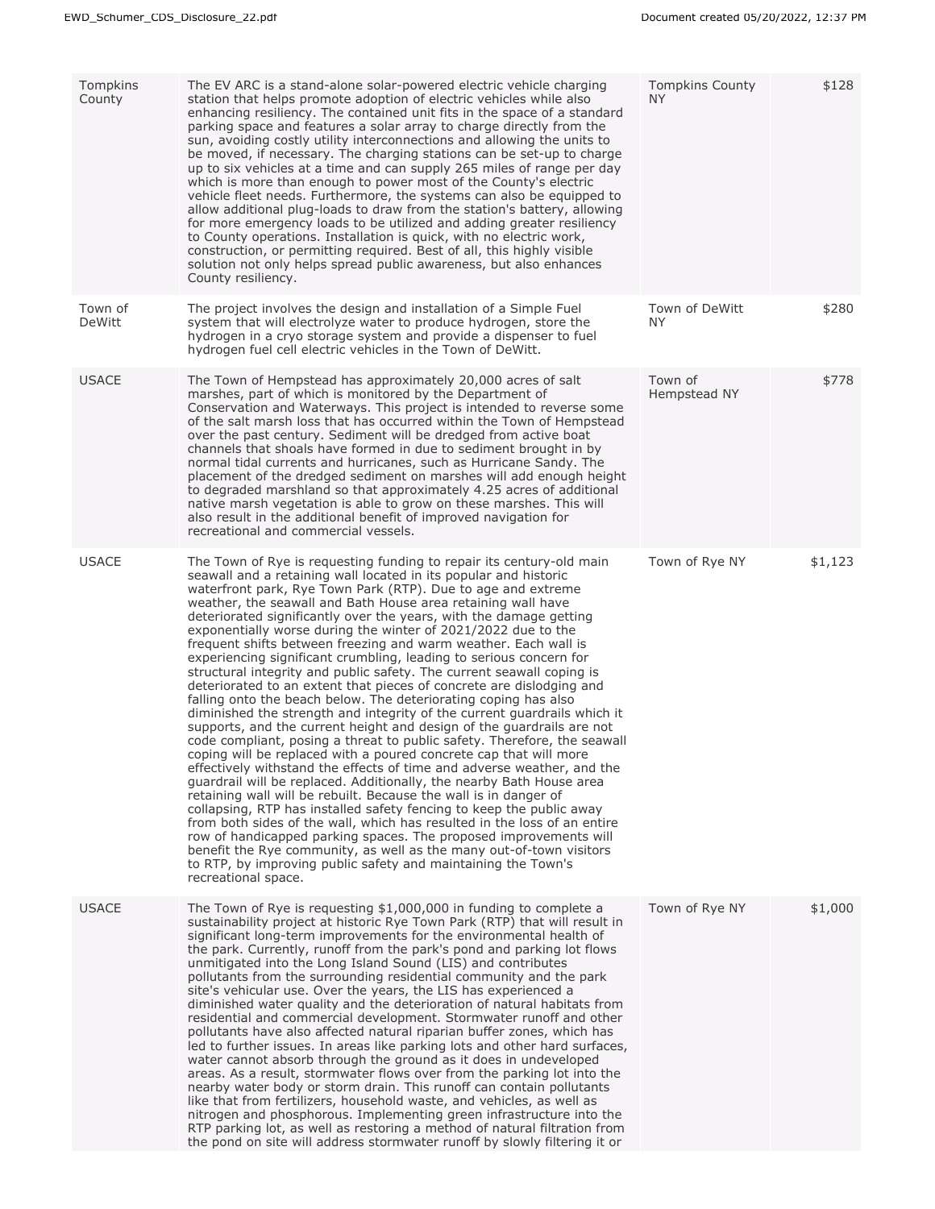| | | | |
|---|---|---|---|
| Tompkins County | The EV ARC is a stand-alone solar-powered electric vehicle charging station that helps promote adoption of electric vehicles while also enhancing resiliency. The contained unit fits in the space of a standard parking space and features a solar array to charge directly from the sun, avoiding costly utility interconnections and allowing the units to be moved, if necessary. The charging stations can be set-up to charge up to six vehicles at a time and can supply 265 miles of range per day which is more than enough to power most of the County's electric vehicle fleet needs. Furthermore, the systems can also be equipped to allow additional plug-loads to draw from the station's battery, allowing for more emergency loads to be utilized and adding greater resiliency to County operations. Installation is quick, with no electric work, construction, or permitting required. Best of all, this highly visible solution not only helps spread public awareness, but also enhances County resiliency. | Tompkins County NY | $128 |
| Town of DeWitt | The project involves the design and installation of a Simple Fuel system that will electrolyze water to produce hydrogen, store the hydrogen in a cryo storage system and provide a dispenser to fuel hydrogen fuel cell electric vehicles in the Town of DeWitt. | Town of DeWitt NY | $280 |
| USACE | The Town of Hempstead has approximately 20,000 acres of salt marshes, part of which is monitored by the Department of Conservation and Waterways. This project is intended to reverse some of the salt marsh loss that has occurred within the Town of Hempstead over the past century. Sediment will be dredged from active boat channels that shoals have formed in due to sediment brought in by normal tidal currents and hurricanes, such as Hurricane Sandy. The placement of the dredged sediment on marshes will add enough height to degraded marshland so that approximately 4.25 acres of additional native marsh vegetation is able to grow on these marshes. This will also result in the additional benefit of improved navigation for recreational and commercial vessels. | Town of Hempstead NY | $778 |
| USACE | The Town of Rye is requesting funding to repair its century-old main seawall and a retaining wall located in its popular and historic waterfront park, Rye Town Park (RTP). Due to age and extreme weather, the seawall and Bath House area retaining wall have deteriorated significantly over the years, with the damage getting exponentially worse during the winter of 2021/2022 due to the frequent shifts between freezing and warm weather. Each wall is experiencing significant crumbling, leading to serious concern for structural integrity and public safety. The current seawall coping is deteriorated to an extent that pieces of concrete are dislodging and falling onto the beach below. The deteriorating coping has also diminished the strength and integrity of the current guardrails which it supports, and the current height and design of the guardrails are not code compliant, posing a threat to public safety. Therefore, the seawall coping will be replaced with a poured concrete cap that will more effectively withstand the effects of time and adverse weather, and the guardrail will be replaced. Additionally, the nearby Bath House area retaining wall will be rebuilt. Because the wall is in danger of collapsing, RTP has installed safety fencing to keep the public away from both sides of the wall, which has resulted in the loss of an entire row of handicapped parking spaces. The proposed improvements will benefit the Rye community, as well as the many out-of-town visitors to RTP, by improving public safety and maintaining the Town's recreational space. | Town of Rye NY | $1,123 |
| USACE | The Town of Rye is requesting $1,000,000 in funding to complete a sustainability project at historic Rye Town Park (RTP) that will result in significant long-term improvements for the environmental health of the park. Currently, runoff from the park's pond and parking lot flows unmitigated into the Long Island Sound (LIS) and contributes pollutants from the surrounding residential community and the park site's vehicular use. Over the years, the LIS has experienced a diminished water quality and the deterioration of natural habitats from residential and commercial development. Stormwater runoff and other pollutants have also affected natural riparian buffer zones, which has led to further issues. In areas like parking lots and other hard surfaces, water cannot absorb through the ground as it does in undeveloped areas. As a result, stormwater flows over from the parking lot into the nearby water body or storm drain. This runoff can contain pollutants like that from fertilizers, household waste, and vehicles, as well as nitrogen and phosphorous. Implementing green infrastructure into the RTP parking lot, as well as restoring a method of natural filtration from the pond on site will address stormwater runoff by slowly filtering it or | Town of Rye NY | $1,000 |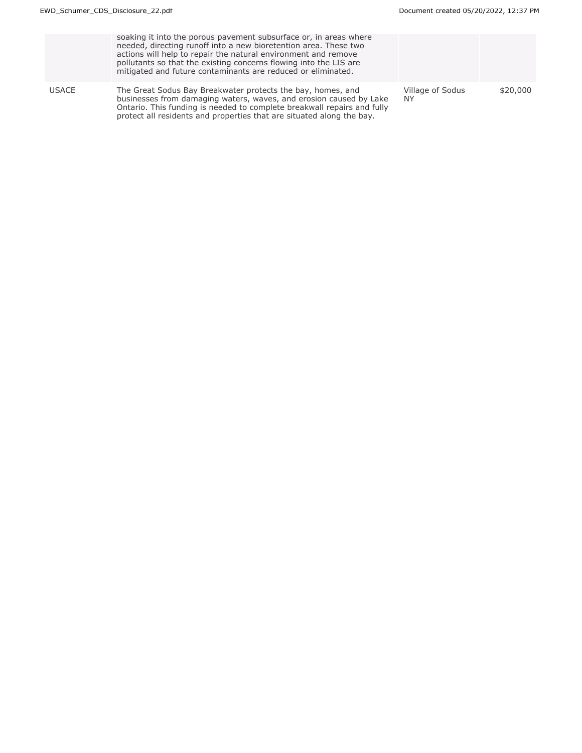| | | | |
|---|---|---|---|
| | soaking it into the porous pavement subsurface or, in areas where needed, directing runoff into a new bioretention area. These two actions will help to repair the natural environment and remove pollutants so that the existing concerns flowing into the LIS are mitigated and future contaminants are reduced or eliminated. | | |
| USACE | The Great Sodus Bay Breakwater protects the bay, homes, and businesses from damaging waters, waves, and erosion caused by Lake Ontario. This funding is needed to complete breakwall repairs and fully protect all residents and properties that are situated along the bay. | Village of Sodus NY | $20,000 |